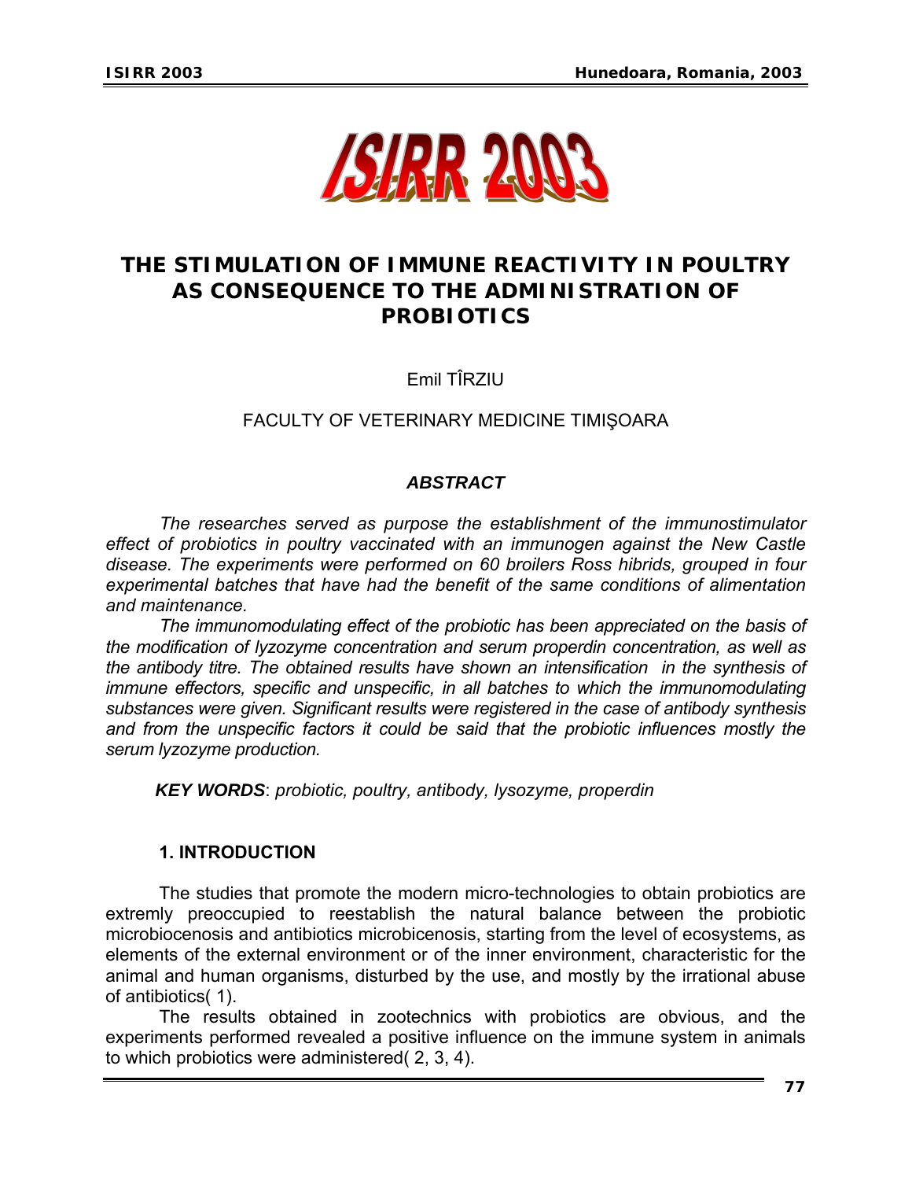# THE STIMULATION OF IMMUNE REACTIVITY IN POULTRY AS CONSEQUENCE TO THE ADMINISTRATION OF PROBIOTICS

Emil TÎRZIU

FACULTY OF VETERINARY MEDICINE TIMIŞOARA

## *ABSTRACT*

*The researches served as purpose the establishment of the immunostimulator effect of probiotics in poultry vaccinated with an immunogen against the New Castle disease. The experiments were performed on 60 broilers Ross hibrids, grouped in four experimental batches that have had the benefit of the same conditions of alimentation and maintenance.*

*The immunomodulating effect of the probiotic has been appreciated on the basis of the modification of lyzozyme concentration and serum properdin concentration, as well as the antibody titre. The obtained results have shown an intensification in the synthesis of immune effectors, specific and unspecific, in all batches to which the immunomodulating substances were given. Significant results were registered in the case of antibody synthesis and from the unspecific factors it could be said that the probiotic influences mostly the serum lyzozyme production.*

***KEY WORDS***: *probiotic, poultry, antibody, lysozyme, properdin*

## 1. INTRODUCTION

The studies that promote the modern micro-technologies to obtain probiotics are extremly preoccupied to reestablish the natural balance between the probiotic microbiocenosis and antibiotics microbicenosis, starting from the level of ecosystems, as elements of the external environment or of the inner environment, characteristic for the animal and human organisms, disturbed by the use, and mostly by the irrational abuse of antibiotics( 1).

The results obtained in zootechnics with probiotics are obvious, and the experiments performed revealed a positive influence on the immune system in animals to which probiotics were administered( 2, 3, 4).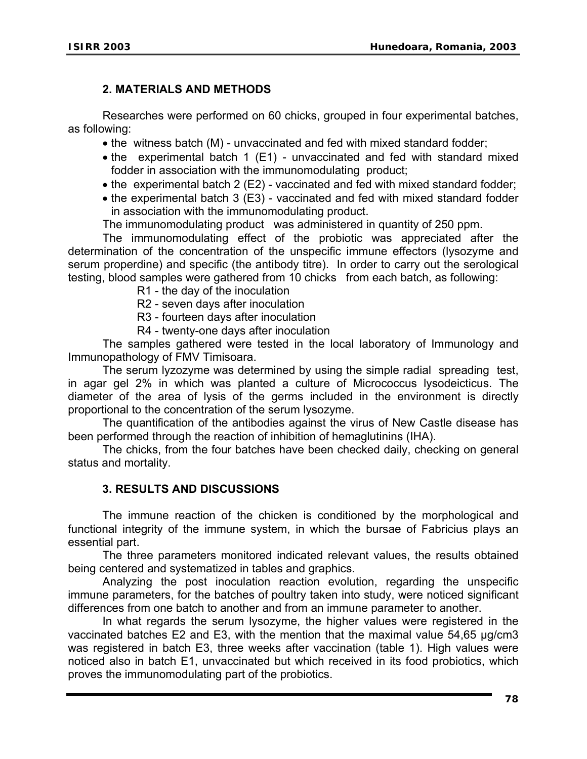## 2. MATERIALS AND METHODS

Researches were performed on 60 chicks, grouped in four experimental batches, as following:

- the witness batch (M) - unvaccinated and fed with mixed standard fodder;
- the experimental batch 1 (E1) - unvaccinated and fed with standard mixed fodder in association with the immunomodulating product;
- the experimental batch 2 (E2) - vaccinated and fed with mixed standard fodder;
- the experimental batch 3 (E3) - vaccinated and fed with mixed standard fodder in association with the immunomodulating product.

The immunomodulating product was administered in quantity of 250 ppm.

The immunomodulating effect of the probiotic was appreciated after the determination of the concentration of the unspecific immune effectors (lysozyme and serum properdine) and specific (the antibody titre). In order to carry out the serological testing, blood samples were gathered from 10 chicks from each batch, as following:

R1 - the day of the inoculation
R2 - seven days after inoculation
R3 - fourteen days after inoculation
R4 - twenty-one days after inoculation

The samples gathered were tested in the local laboratory of Immunology and Immunopathology of FMV Timisoara.

The serum lyzozyme was determined by using the simple radial spreading test, in agar gel 2% in which was planted a culture of Micrococcus lysodeicticus. The diameter of the area of lysis of the germs included in the environment is directly proportional to the concentration of the serum lysozyme.

The quantification of the antibodies against the virus of New Castle disease has been performed through the reaction of inhibition of hemaglutinins (IHA).

The chicks, from the four batches have been checked daily, checking on general status and mortality.

## 3. RESULTS AND DISCUSSIONS

The immune reaction of the chicken is conditioned by the morphological and functional integrity of the immune system, in which the bursae of Fabricius plays an essential part.

The three parameters monitored indicated relevant values, the results obtained being centered and systematized in tables and graphics.

Analyzing the post inoculation reaction evolution, regarding the unspecific immune parameters, for the batches of poultry taken into study, were noticed significant differences from one batch to another and from an immune parameter to another.

In what regards the serum lysozyme, the higher values were registered in the vaccinated batches E2 and E3, with the mention that the maximal value 54,65 µg/cm3 was registered in batch E3, three weeks after vaccination (table 1). High values were noticed also in batch E1, unvaccinated but which received in its food probiotics, which proves the immunomodulating part of the probiotics.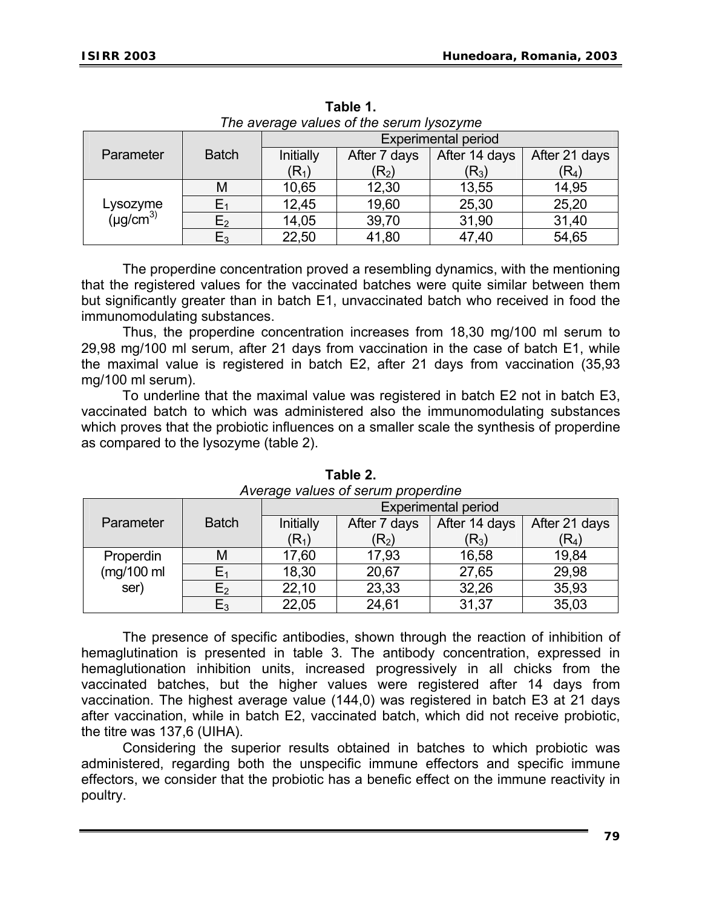**Table 1.**
*The average values of the serum lysozyme*

| Parameter | Batch | Experimental period | | | |
|---|---|---|---|---|---|
| | | Initially ($R_1$) | After 7 days ($R_2$) | After 14 days ($R_3$) | After 21 days ($R_4$) |
| Lysozyme (μg/cm[3]) | M | 10,65 | 12,30 | 13,55 | 14,95 |
| | $E_1$ | 12,45 | 19,60 | 25,30 | 25,20 |
| | $E_2$ | 14,05 | 39,70 | 31,90 | 31,40 |
| | $E_3$ | 22,50 | 41,80 | 47,40 | 54,65 |

The properdine concentration proved a resembling dynamics, with the mentioning that the registered values for the vaccinated batches were quite similar between them but significantly greater than in batch E1, unvaccinated batch who received in food the immunomodulating substances.

Thus, the properdine concentration increases from 18,30 mg/100 ml serum to 29,98 mg/100 ml serum, after 21 days from vaccination in the case of batch E1, while the maximal value is registered in batch E2, after 21 days from vaccination (35,93 mg/100 ml serum).

To underline that the maximal value was registered in batch E2 not in batch E3, vaccinated batch to which was administered also the immunomodulating substances which proves that the probiotic influences on a smaller scale the synthesis of properdine as compared to the lysozyme (table 2).

**Table 2.**
*Average values of serum properdine*

| Parameter | Batch | Experimental period | | | |
|---|---|---|---|---|---|
| | | Initially ($R_1$) | After 7 days ($R_2$) | After 14 days ($R_3$) | After 21 days ($R_4$) |
| Properdin (mg/100 ml ser) | M | 17,60 | 17,93 | 16,58 | 19,84 |
| | $E_1$ | 18,30 | 20,67 | 27,65 | 29,98 |
| | $E_2$ | 22,10 | 23,33 | 32,26 | 35,93 |
| | $E_3$ | 22,05 | 24,61 | 31,37 | 35,03 |

The presence of specific antibodies, shown through the reaction of inhibition of hemaglutination is presented in table 3. The antibody concentration, expressed in hemaglutionation inhibition units, increased progressively in all chicks from the vaccinated batches, but the higher values were registered after 14 days from vaccination. The highest average value (144,0) was registered in batch E3 at 21 days after vaccination, while in batch E2, vaccinated batch, which did not receive probiotic, the titre was 137,6 (UIHA).

Considering the superior results obtained in batches to which probiotic was administered, regarding both the unspecific immune effectors and specific immune effectors, we consider that the probiotic has a benefic effect on the immune reactivity in poultry.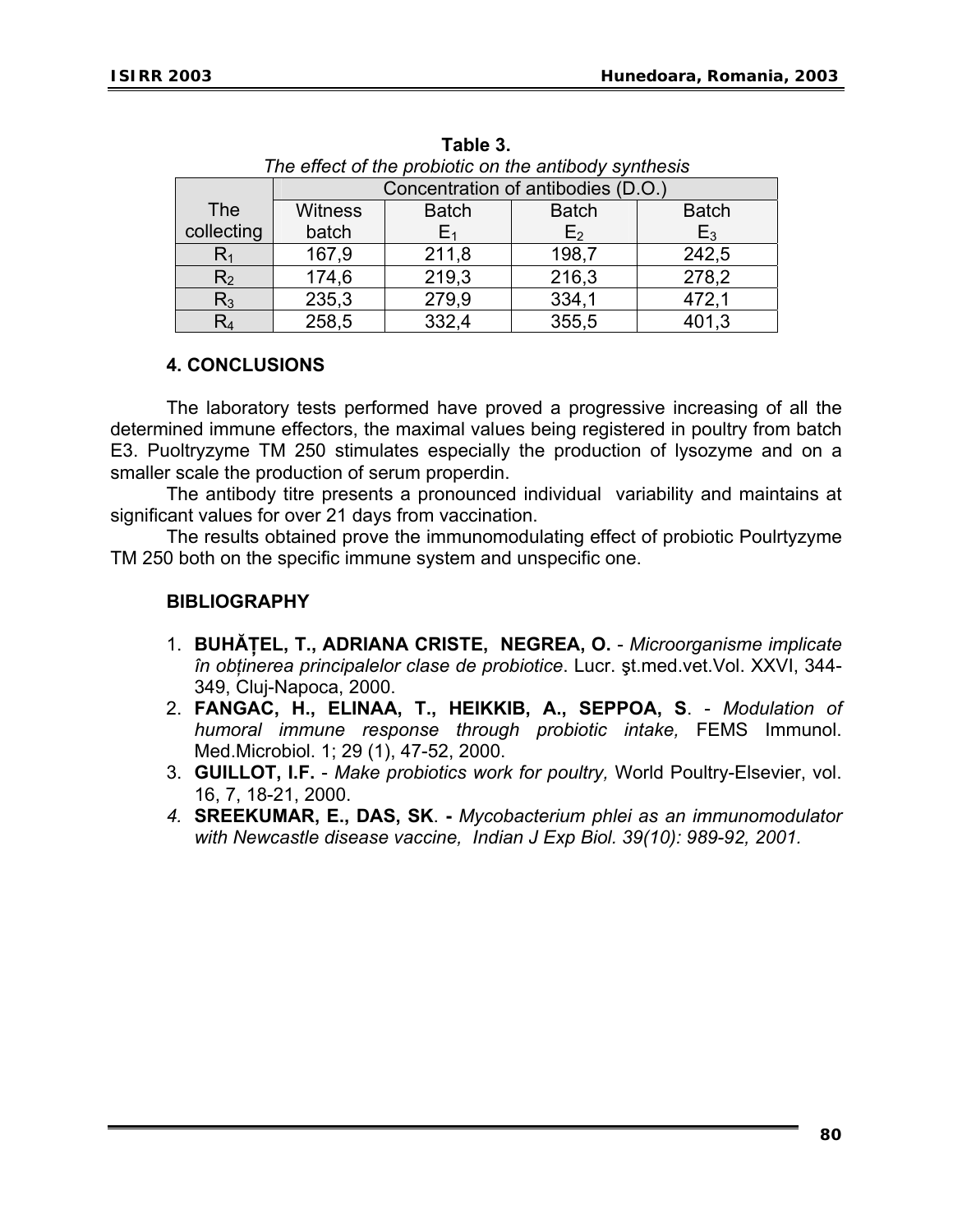**Table 3.**
*The effect of the probiotic on the antibody synthesis*

| The collecting | Concentration of antibodies (D.O.) | | | |
|---|---|---|---|---|
| | Witness batch | Batch $E_1$ | Batch $E_2$ | Batch $E_3$ |
| $R_1$ | 167,9 | 211,8 | 198,7 | 242,5 |
| $R_2$ | 174,6 | 219,3 | 216,3 | 278,2 |
| $R_3$ | 235,3 | 279,9 | 334,1 | 472,1 |
| $R_4$ | 258,5 | 332,4 | 355,5 | 401,3 |

## 4. CONCLUSIONS

The laboratory tests performed have proved a progressive increasing of all the determined immune effectors, the maximal values being registered in poultry from batch E3. Puoltryzyme TM 250 stimulates especially the production of lysozyme and on a smaller scale the production of serum properdin.

The antibody titre presents a pronounced individual variability and maintains at significant values for over 21 days from vaccination.

The results obtained prove the immunomodulating effect of probiotic Poulrtyzyme TM 250 both on the specific immune system and unspecific one.

## BIBLIOGRAPHY

1. **BUHĂȚEL, T., ADRIANA CRISTE, NEGREA, O.** - *Microorganisme implicate în obținerea principalelor clase de probiotice*. Lucr. şt.med.vet.Vol. XXVI, 344-349, Cluj-Napoca, 2000.
2. **FANGAC, H., ELINAA, T., HEIKKIB, A., SEPPOA, S**. - *Modulation of humoral immune response through probiotic intake,* FEMS Immunol. Med.Microbiol. 1; 29 (1), 47-52, 2000.
3. **GUILLOT, I.F.** - *Make probiotics work for poultry,* World Poultry-Elsevier, vol. 16, 7, 18-21, 2000.
4. **SREEKUMAR, E., DAS, SK**. **-** *Mycobacterium phlei as an immunomodulator with Newcastle disease vaccine, Indian J Exp Biol. 39(10): 989-92, 2001.*